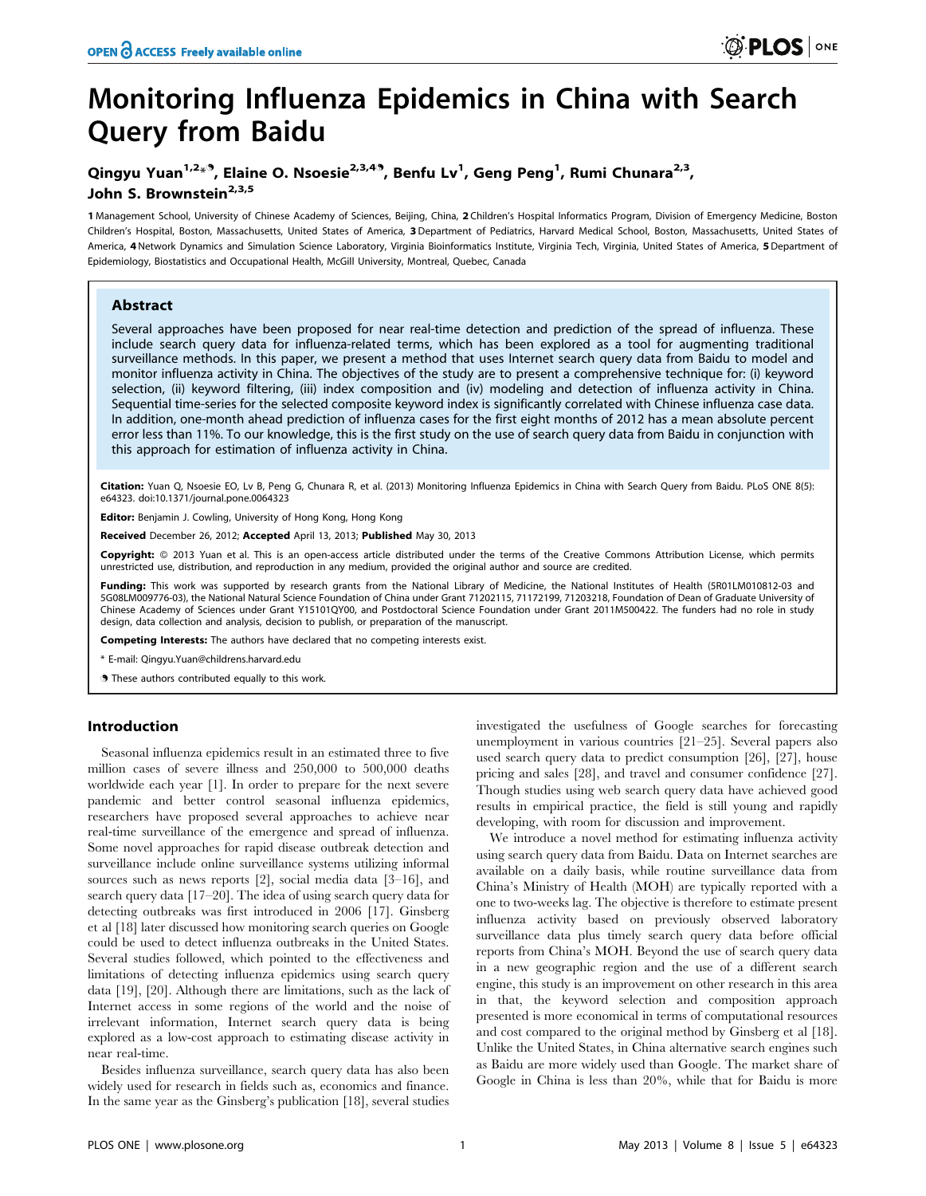# Monitoring Influenza Epidemics in China with Search Query from Baidu

**Qingyu Yuan[1,2]\*[¶], Elaine O. Nsoesie[2,3,4¶], Benfu Lv[1], Geng Peng[1], Rumi Chunara[2,3], John S. Brownstein[2,3,5]**

1 Management School, University of Chinese Academy of Sciences, Beijing, China, 2 Children's Hospital Informatics Program, Division of Emergency Medicine, Boston Children's Hospital, Boston, Massachusetts, United States of America, 3 Department of Pediatrics, Harvard Medical School, Boston, Massachusetts, United States of America, 4 Network Dynamics and Simulation Science Laboratory, Virginia Bioinformatics Institute, Virginia Tech, Virginia, United States of America, 5 Department of Epidemiology, Biostatistics and Occupational Health, McGill University, Montreal, Quebec, Canada

## Abstract

Several approaches have been proposed for near real-time detection and prediction of the spread of influenza. These include search query data for influenza-related terms, which has been explored as a tool for augmenting traditional surveillance methods. In this paper, we present a method that uses Internet search query data from Baidu to model and monitor influenza activity in China. The objectives of the study are to present a comprehensive technique for: (i) keyword selection, (ii) keyword filtering, (iii) index composition and (iv) modeling and detection of influenza activity in China. Sequential time-series for the selected composite keyword index is significantly correlated with Chinese influenza case data. In addition, one-month ahead prediction of influenza cases for the first eight months of 2012 has a mean absolute percent error less than 11%. To our knowledge, this is the first study on the use of search query data from Baidu in conjunction with this approach for estimation of influenza activity in China.

**Citation:** Yuan Q, Nsoesie EO, Lv B, Peng G, Chunara R, et al. (2013) Monitoring Influenza Epidemics in China with Search Query from Baidu. PLoS ONE 8(5): e64323. doi:10.1371/journal.pone.0064323

**Editor:** Benjamin J. Cowling, University of Hong Kong, Hong Kong

**Received** December 26, 2012; **Accepted** April 13, 2013; **Published** May 30, 2013

**Copyright:** © 2013 Yuan et al. This is an open-access article distributed under the terms of the Creative Commons Attribution License, which permits unrestricted use, distribution, and reproduction in any medium, provided the original author and source are credited.

**Funding:** This work was supported by research grants from the National Library of Medicine, the National Institutes of Health (5R01LM010812-03 and 5G08LM009776-03), the National Natural Science Foundation of China under Grant 71202115, 71172199, 71203218, Foundation of Dean of Graduate University of Chinese Academy of Sciences under Grant Y15101QY00, and Postdoctoral Science Foundation under Grant 2011M500422. The funders had no role in study design, data collection and analysis, decision to publish, or preparation of the manuscript.

**Competing Interests:** The authors have declared that no competing interests exist.

\* E-mail: Qingyu.Yuan@childrens.harvard.edu

¶ These authors contributed equally to this work.

## Introduction

Seasonal influenza epidemics result in an estimated three to five million cases of severe illness and 250,000 to 500,000 deaths worldwide each year [1]. In order to prepare for the next severe pandemic and better control seasonal influenza epidemics, researchers have proposed several approaches to achieve near real-time surveillance of the emergence and spread of influenza. Some novel approaches for rapid disease outbreak detection and surveillance include online surveillance systems utilizing informal sources such as news reports [2], social media data [3–16], and search query data [17–20]. The idea of using search query data for detecting outbreaks was first introduced in 2006 [17]. Ginsberg et al [18] later discussed how monitoring search queries on Google could be used to detect influenza outbreaks in the United States. Several studies followed, which pointed to the effectiveness and limitations of detecting influenza epidemics using search query data [19], [20]. Although there are limitations, such as the lack of Internet access in some regions of the world and the noise of irrelevant information, Internet search query data is being explored as a low-cost approach to estimating disease activity in near real-time.

Besides influenza surveillance, search query data has also been widely used for research in fields such as, economics and finance. In the same year as the Ginsberg's publication [18], several studies investigated the usefulness of Google searches for forecasting unemployment in various countries [21–25]. Several papers also used search query data to predict consumption [26], [27], house pricing and sales [28], and travel and consumer confidence [27]. Though studies using web search query data have achieved good results in empirical practice, the field is still young and rapidly developing, with room for discussion and improvement.

We introduce a novel method for estimating influenza activity using search query data from Baidu. Data on Internet searches are available on a daily basis, while routine surveillance data from China's Ministry of Health (MOH) are typically reported with a one to two-weeks lag. The objective is therefore to estimate present influenza activity based on previously observed laboratory surveillance data plus timely search query data before official reports from China's MOH. Beyond the use of search query data in a new geographic region and the use of a different search engine, this study is an improvement on other research in this area in that, the keyword selection and composition approach presented is more economical in terms of computational resources and cost compared to the original method by Ginsberg et al [18]. Unlike the United States, in China alternative search engines such as Baidu are more widely used than Google. The market share of Google in China is less than 20%, while that for Baidu is more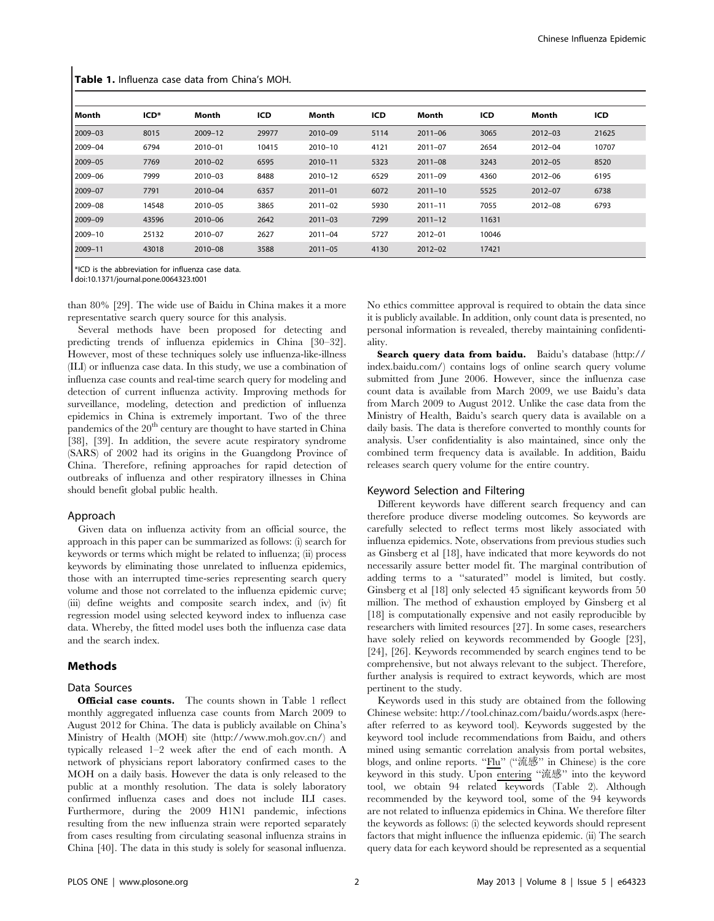**Table 1.** Influenza case data from China's MOH.

| Month | ICD* | Month | ICD | Month | ICD | Month | ICD | Month | ICD |
|---|---|---|---|---|---|---|---|---|---|
| 2009–03 | 8015 | 2009–12 | 29977 | 2010–09 | 5114 | 2011–06 | 3065 | 2012–03 | 21625 |
| 2009–04 | 6794 | 2010–01 | 10415 | 2010–10 | 4121 | 2011–07 | 2654 | 2012–04 | 10707 |
| 2009–05 | 7769 | 2010–02 | 6595 | 2010–11 | 5323 | 2011–08 | 3243 | 2012–05 | 8520 |
| 2009–06 | 7999 | 2010–03 | 8488 | 2010–12 | 6529 | 2011–09 | 4360 | 2012–06 | 6195 |
| 2009–07 | 7791 | 2010–04 | 6357 | 2011–01 | 6072 | 2011–10 | 5525 | 2012–07 | 6738 |
| 2009–08 | 14548 | 2010–05 | 3865 | 2011–02 | 5930 | 2011–11 | 7055 | 2012–08 | 6793 |
| 2009–09 | 43596 | 2010–06 | 2642 | 2011–03 | 7299 | 2011–12 | 11631 | | |
| 2009–10 | 25132 | 2010–07 | 2627 | 2011–04 | 5727 | 2012–01 | 10046 | | |
| 2009–11 | 43018 | 2010–08 | 3588 | 2011–05 | 4130 | 2012–02 | 17421 | | |

*ICD is the abbreviation for influenza case data.
doi:10.1371/journal.pone.0064323.t001

than 80% [29]. The wide use of Baidu in China makes it a more representative search query source for this analysis.

Several methods have been proposed for detecting and predicting trends of influenza epidemics in China [30–32]. However, most of these techniques solely use influenza-like-illness (ILI) or influenza case data. In this study, we use a combination of influenza case counts and real-time search query for modeling and detection of current influenza activity. Improving methods for surveillance, modeling, detection and prediction of influenza epidemics in China is extremely important. Two of the three pandemics of the 20th century are thought to have started in China [38], [39]. In addition, the severe acute respiratory syndrome (SARS) of 2002 had its origins in the Guangdong Province of China. Therefore, refining approaches for rapid detection of outbreaks of influenza and other respiratory illnesses in China should benefit global public health.

### Approach

Given data on influenza activity from an official source, the approach in this paper can be summarized as follows: (i) search for keywords or terms which might be related to influenza; (ii) process keywords by eliminating those unrelated to influenza epidemics, those with an interrupted time-series representing search query volume and those not correlated to the influenza epidemic curve; (iii) define weights and composite search index, and (iv) fit regression model using selected keyword index to influenza case data. Whereby, the fitted model uses both the influenza case data and the search index.

## Methods

### Data Sources

**Official case counts.** The counts shown in Table 1 reflect monthly aggregated influenza case counts from March 2009 to August 2012 for China. The data is publicly available on China's Ministry of Health (MOH) site (http://www.moh.gov.cn/) and typically released 1–2 week after the end of each month. A network of physicians report laboratory confirmed cases to the MOH on a daily basis. However the data is only released to the public at a monthly resolution. The data is solely laboratory confirmed influenza cases and does not include ILI cases. Furthermore, during the 2009 H1N1 pandemic, infections resulting from the new influenza strain were reported separately from cases resulting from circulating seasonal influenza strains in China [40]. The data in this study is solely for seasonal influenza. No ethics committee approval is required to obtain the data since it is publicly available. In addition, only count data is presented, no personal information is revealed, thereby maintaining confidentiality.

**Search query data from baidu.** Baidu's database (http://index.baidu.com/) contains logs of online search query volume submitted from June 2006. However, since the influenza case count data is available from March 2009, we use Baidu's data from March 2009 to August 2012. Unlike the case data from the Ministry of Health, Baidu's search query data is available on a daily basis. The data is therefore converted to monthly counts for analysis. User confidentiality is also maintained, since only the combined term frequency data is available. In addition, Baidu releases search query volume for the entire country.

### Keyword Selection and Filtering

Different keywords have different search frequency and can therefore produce diverse modeling outcomes. So keywords are carefully selected to reflect terms most likely associated with influenza epidemics. Note, observations from previous studies such as Ginsberg et al [18], have indicated that more keywords do not necessarily assure better model fit. The marginal contribution of adding terms to a "saturated" model is limited, but costly. Ginsberg et al [18] only selected 45 significant keywords from 50 million. The method of exhaustion employed by Ginsberg et al [18] is computationally expensive and not easily reproducible by researchers with limited resources [27]. In some cases, researchers have solely relied on keywords recommended by Google [23], [24], [26]. Keywords recommended by search engines tend to be comprehensive, but not always relevant to the subject. Therefore, further analysis is required to extract keywords, which are most pertinent to the study.

Keywords used in this study are obtained from the following Chinese website: http://tool.chinaz.com/baidu/words.aspx (hereafter referred to as keyword tool). Keywords suggested by the keyword tool include recommendations from Baidu, and others mined using semantic correlation analysis from portal websites, blogs, and online reports. "Flu" ("流感" in Chinese) is the core keyword in this study. Upon entering "流感" into the keyword tool, we obtain 94 related keywords (Table 2). Although recommended by the keyword tool, some of the 94 keywords are not related to influenza epidemics in China. We therefore filter the keywords as follows: (i) the selected keywords should represent factors that might influence the influenza epidemic. (ii) The search query data for each keyword should be represented as a sequential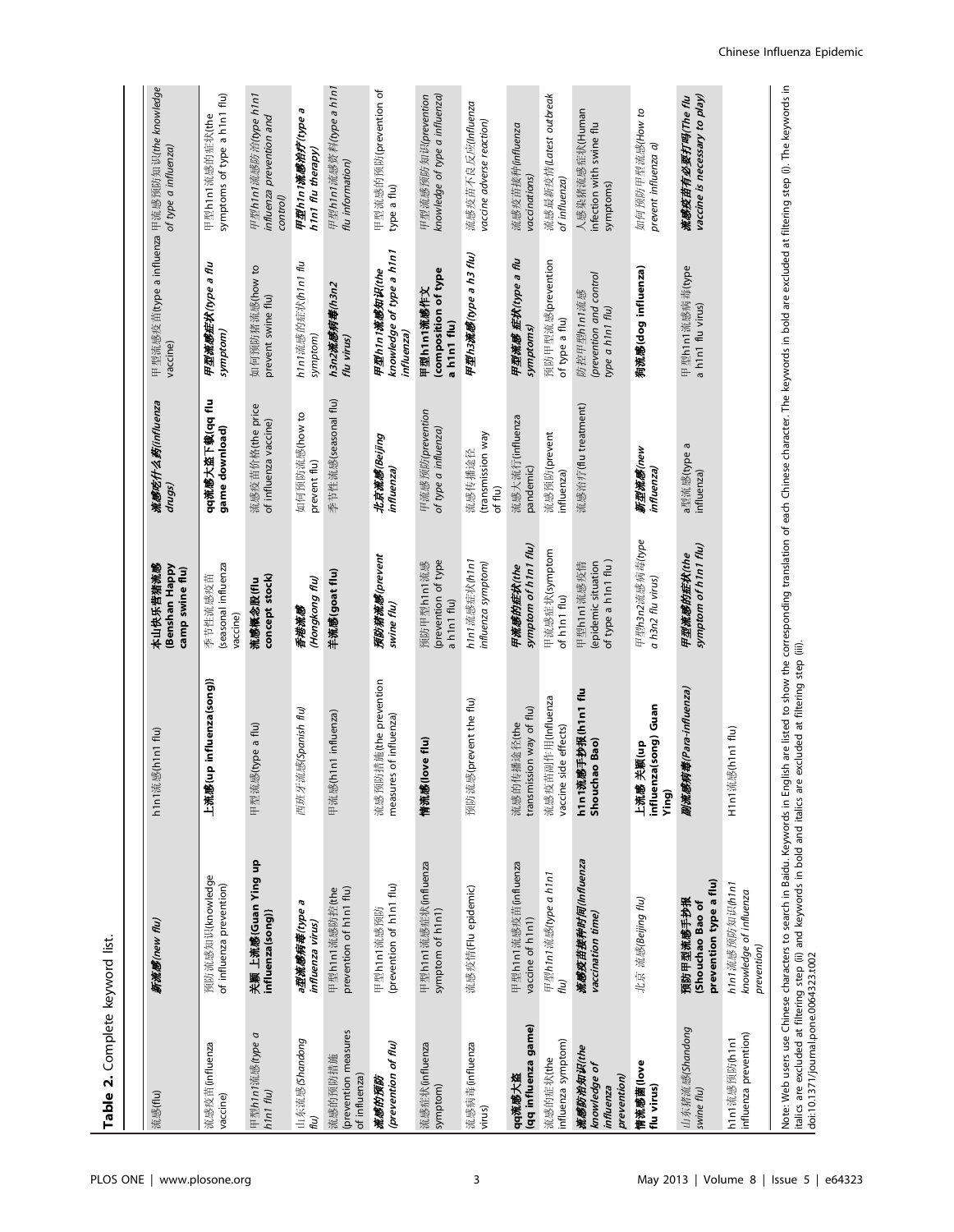**Table 2.** Complete keyword list.

| | | | | | | |
|---|---|---|---|---|---|---|
| 流感(flu) | ***新型流感(new flu)*** | h1n1流感(h1n1 flu) | **本山快乐营猪流感(Benshan Happy camp swine flu)** | ***流感吃什么药(influenza drugs)*** | 甲型流感疫苗(type a influenza vaccine) | 甲流感预防知识(the knowledge *of type a influenza)* |
| 流感疫苗(influenza vaccine) | 预防流感知识(knowledge of influenza prevention) | **上流感(up influenza(song))** | 季节性流感疫苗(seasonal influenza vaccine) | **qq流感大盗下载(qq flu game download)** | ***甲型流感症状(type a flu symptom)*** | 甲型h1n1流感的症状(the symptoms of type a h1n1 flu) |
| *甲型h1n1流感(type a h1n1 flu)* | **关颖 上流感(Guan Ying up influenza(song))** | 甲型流感(type a flu) | **流感概念股(flu concept stock)** | 流感疫苗价格(the price of influenza vaccine) | 如何预防猪流感(how to prevent swine flu) | *甲型h1n1流感防治(type h1n1 influenza prevention and control)* |
| *山东流感(Shandong flu)* | ***a型流感病毒(type a influenza virus)*** | *西班牙流感(Spanish flu)* | ***香港流感(Hongkong flu)*** | 如何预防流感(how to prevent flu) | *h1n1流感的症状(h1n1 flu symptom)* | ***甲型h1n1流感治疗(type a h1n1 flu therapy)*** |
| 流感的预防措施(prevention measures of influenza) | 甲型h1n1流感防控(the prevention of h1n1 flu) | 甲流感(h1n1 influenza) | **羊流感(goat flu)** | 季节性流感(seasonal flu) | ***h3n2流感病毒(h3n2 flu virus)*** | *甲型h1n1流感资料(type a h1n1 flu information)* |
| ***流感的预防(prevention of flu)*** | 甲型h1n1流感预防(prevention of h1n1 flu) | 流感预防措施(the prevention measures of influenza) | ***预防猪流感(prevent swine flu)*** | ***北京流感(Beijing influenza)*** | ***甲型h1n1流感知识(the knowledge of type a h1n1 influenza)*** | 甲型流感的预防(prevention of type a flu) |
| 流感症状(influenza symptom) | 甲型h1n1流感症状(influenza symptom of h1n1) | **情流感(love flu)** | 预防甲型h1n1流感(prevention of type a h1n1 flu) | *甲流感预防(prevention of type a influenza)* | **甲型h1n1流感作文(composition of type a h1n1 flu)** | *甲型流感预防知识(prevention knowledge of type a influenza)* |
| 流感病毒(influenza virus) | 流感疫情(Flu epidemic) | 预防流感(prevent the flu) | *h1n1流感症状(h1n1 influenza symptom)* | 流感传播途径(transmission way of flu) | ***甲型h3流感(type a h3 flu)*** | *流感疫苗不良反应(influenza vaccine adverse reaction)* |
| **qq流感大盗(qq influenza game)** | 甲型h1n1流感疫苗(influenza vaccine of h1n1) | 流感的传播途径(the transmission way of flu) | ***甲流感的症状(the symptom of h1n1 flu)*** | 流感大流行(influenza pandemic) | ***甲型流感 症状(type a flu symptoms)*** | *流感疫苗接种(influenza vaccinations)* |
| 流感的症状(the influenza symptom) | *甲型h1n1流感(type a h1n1 flu)* | 流感疫苗副作用(influenza vaccine side effects) | 甲流感症状(symptom of h1n1 flu) | 流感预防(prevent influenza) | 预防甲型流感(prevention of type a flu) | *流感最新疫情(Latest outbreak of influenza)* |
| ***流感防治知识(the knowledge of influenza prevention)*** | ***流感疫苗接种时间(influenza vaccination time)*** | **h1n1流感手抄报(h1n1 flu Shouchao Bao)** | 甲型h1n1流感疫情(epidemic situation of type a h1n1 flu) | 流感治疗(flu treatment) | *防控甲型h1n1流感(prevention and control type a h1n1 flu)* | 人感染猪流感症状(Human infection with swine flu symptoms) |
| **情流感菌(love flu virus)** | *北京 流感(Beijing flu)* | **上流感 关颖(up influenza(song) Guan Ying)** | *甲型h3n2流感病毒(type a h3n2 flu virus)* | ***新型流感(new influenza)*** | **狗流感(dog influenza)** | *如何预防甲型流感(How to prevent influenza a)* |
| *山东猪流感(Shandong swine flu)* | **预防甲型流感手抄报(Shouchao Bao of prevention type a flu)** | ***副流感病毒(Para-influenza)*** | ***甲型流感的症状(the symptom of h1n1 flu)*** | a型流感(type a influenza) | 甲型h1n1流感病毒(type a h1n1 flu virus) | ***流感疫苗有必要打吗(The flu vaccine is necessary to play)*** |
| h1n1流感预防(h1n1 influenza prevention) | *h1n1流感预防知识(h1n1 knowledge of influenza prevention)* | H1n1流感(h1n1 flu) | | | | |

Note: Web users use Chinese characters to search in Baidu. Keywords in English are listed to show the corresponding translation of each Chinese character. The keywords in bold are excluded at filtering step (i). The keywords in italics are excluded at filtering step (ii) and keywords in bold and italics are excluded at filtering step (iii).

doi:10.1371/journal.pone.0064323.t002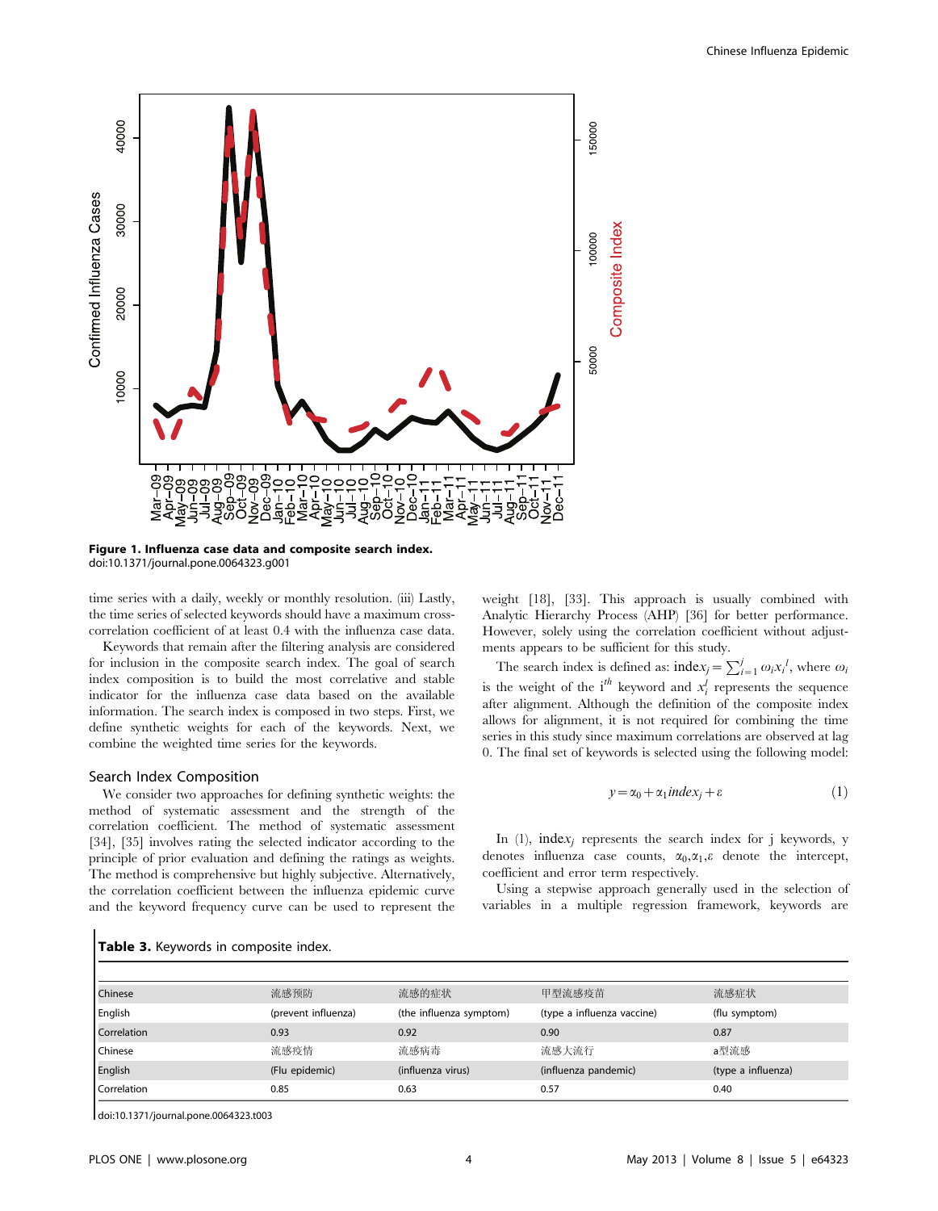Figure 1. Influenza case data and composite search index.
doi:10.1371/journal.pone.0064323.g001

time series with a daily, weekly or monthly resolution. (iii) Lastly, the time series of selected keywords should have a maximum cross-correlation coefficient of at least 0.4 with the influenza case data.

Keywords that remain after the filtering analysis are considered for inclusion in the composite search index. The goal of search index composition is to build the most correlative and stable indicator for the influenza case data based on the available information. The search index is composed in two steps. First, we define synthetic weights for each of the keywords. Next, we combine the weighted time series for the keywords.

## Search Index Composition

We consider two approaches for defining synthetic weights: the method of systematic assessment and the strength of the correlation coefficient. The method of systematic assessment [34], [35] involves rating the selected indicator according to the principle of prior evaluation and defining the ratings as weights. The method is comprehensive but highly subjective. Alternatively, the correlation coefficient between the influenza epidemic curve and the keyword frequency curve can be used to represent the weight [18], [33]. This approach is usually combined with Analytic Hierarchy Process (AHP) [36] for better performance. However, solely using the correlation coefficient without adjustments appears to be sufficient for this study.

The search index is defined as: $\mathrm{index}_j = \sum_{i=1}^{j} \omega_i x_i^l$, where $\omega_i$ is the weight of the $i^{th}$ keyword and $x_i^l$ represents the sequence after alignment. Although the definition of the composite index allows for alignment, it is not required for combining the time series in this study since maximum correlations are observed at lag 0. The final set of keywords is selected using the following model:

$$y = \alpha_0 + \alpha_1 index_j + \varepsilon \tag{1}$$

In (1), $\mathrm{index}_j$ represents the search index for j keywords, y denotes influenza case counts, $\alpha_0, \alpha_1, \varepsilon$ denote the intercept, coefficient and error term respectively.

Using a stepwise approach generally used in the selection of variables in a multiple regression framework, keywords are

**Table 3.** Keywords in composite index.

| | | | | |
|---|---|---|---|---|
| Chinese | 流感预防 | 流感的症状 | 甲型流感疫苗 | 流感症状 |
| English | (prevent influenza) | (the influenza symptom) | (type a influenza vaccine) | (flu symptom) |
| Correlation | 0.93 | 0.92 | 0.90 | 0.87 |
| Chinese | 流感疫情 | 流感病毒 | 流感大流行 | a型流感 |
| English | (Flu epidemic) | (influenza virus) | (influenza pandemic) | (type a influenza) |
| Correlation | 0.85 | 0.63 | 0.57 | 0.40 |

doi:10.1371/journal.pone.0064323.t003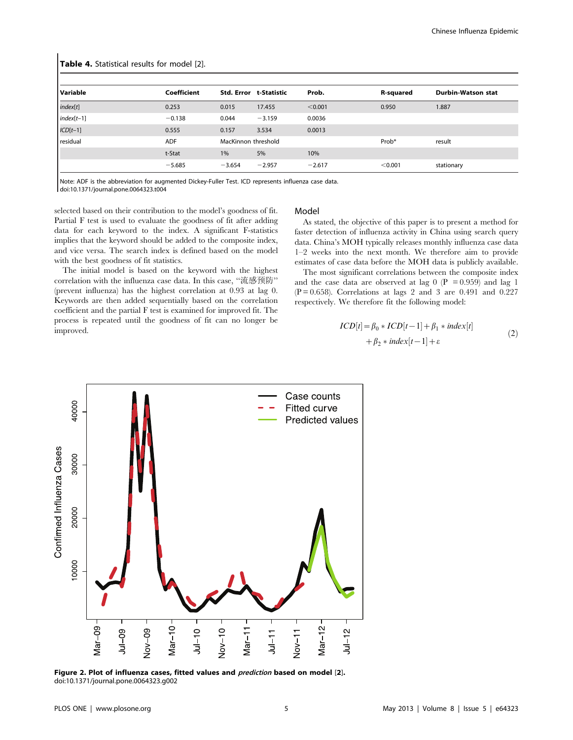**Table 4.** Statistical results for model [2].

| Variable | Coefficient | Std. Error | t-Statistic | Prob. | R-squared | Durbin-Watson stat |
|---|---|---|---|---|---|---|
| *index*[*t*] | 0.253 | 0.015 | 17.455 | <0.001 | 0.950 | 1.887 |
| *index*[*t*−1] | −0.138 | 0.044 | −3.159 | 0.0036 | | |
| *ICD*[*t*−1] | 0.555 | 0.157 | 3.534 | 0.0013 | | |
| residual | ADF | MacKinnon threshold | | | Prob* | result |
| | t-Stat | 1% | 5% | 10% | | |
| | −5.685 | −3.654 | −2.957 | −2.617 | <0.001 | stationary |

Note: ADF is the abbreviation for augmented Dickey-Fuller Test. ICD represents influenza case data.
doi:10.1371/journal.pone.0064323.t004

selected based on their contribution to the model's goodness of fit. Partial F test is used to evaluate the goodness of fit after adding data for each keyword to the index. A significant F-statistics implies that the keyword should be added to the composite index, and vice versa. The search index is defined based on the model with the best goodness of fit statistics.

The initial model is based on the keyword with the highest correlation with the influenza case data. In this case, "流感预防" (prevent influenza) has the highest correlation at 0.93 at lag 0. Keywords are then added sequentially based on the correlation coefficient and the partial F test is examined for improved fit. The process is repeated until the goodness of fit can no longer be improved.

## Model

As stated, the objective of this paper is to present a method for faster detection of influenza activity in China using search query data. China's MOH typically releases monthly influenza case data 1–2 weeks into the next month. We therefore aim to provide estimates of case data before the MOH data is publicly available.

The most significant correlations between the composite index and the case data are observed at lag 0 ($P = 0.959$) and lag 1 ($P = 0.658$). Correlations at lags 2 and 3 are 0.491 and 0.227 respectively. We therefore fit the following model:

$$ICD[t] = \beta_0 * ICD[t-1] + \beta_1 * index[t] + \beta_2 * index[t-1] + \varepsilon \quad (2)$$

**Figure 2. Plot of influenza cases, fitted values and *prediction* based on model [2].**
doi:10.1371/journal.pone.0064323.g002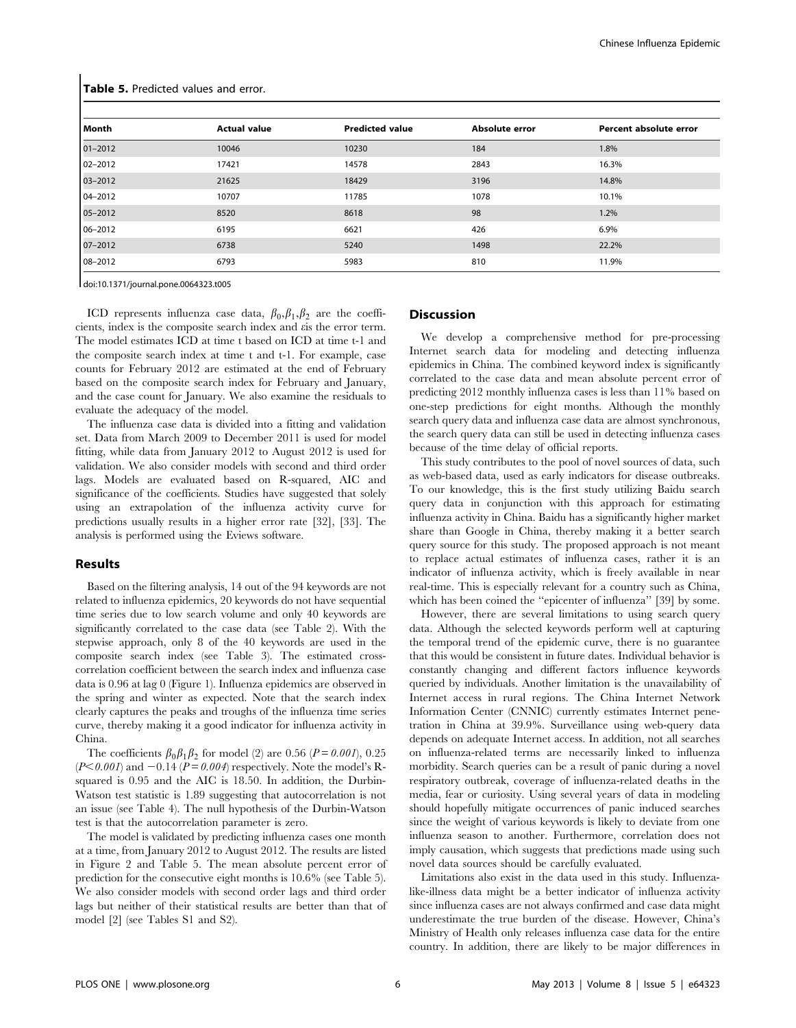**Table 5.** Predicted values and error.

| Month | Actual value | Predicted value | Absolute error | Percent absolute error |
|---|---|---|---|---|
| 01–2012 | 10046 | 10230 | 184 | 1.8% |
| 02–2012 | 17421 | 14578 | 2843 | 16.3% |
| 03–2012 | 21625 | 18429 | 3196 | 14.8% |
| 04–2012 | 10707 | 11785 | 1078 | 10.1% |
| 05–2012 | 8520 | 8618 | 98 | 1.2% |
| 06–2012 | 6195 | 6621 | 426 | 6.9% |
| 07–2012 | 6738 | 5240 | 1498 | 22.2% |
| 08–2012 | 6793 | 5983 | 810 | 11.9% |

doi:10.1371/journal.pone.0064323.t005

ICD represents influenza case data, $\beta_0, \beta_1, \beta_2$ are the coefficients, index is the composite search index and $\varepsilon$ is the error term. The model estimates ICD at time t based on ICD at time t-1 and the composite search index at time t and t-1. For example, case counts for February 2012 are estimated at the end of February based on the composite search index for February and January, and the case count for January. We also examine the residuals to evaluate the adequacy of the model.

The influenza case data is divided into a fitting and validation set. Data from March 2009 to December 2011 is used for model fitting, while data from January 2012 to August 2012 is used for validation. We also consider models with second and third order lags. Models are evaluated based on R-squared, AIC and significance of the coefficients. Studies have suggested that solely using an extrapolation of the influenza activity curve for predictions usually results in a higher error rate [32], [33]. The analysis is performed using the Eviews software.

## Results

Based on the filtering analysis, 14 out of the 94 keywords are not related to influenza epidemics, 20 keywords do not have sequential time series due to low search volume and only 40 keywords are significantly correlated to the case data (see Table 2). With the stepwise approach, only 8 of the 40 keywords are used in the composite search index (see Table 3). The estimated cross-correlation coefficient between the search index and influenza case data is 0.96 at lag 0 (Figure 1). Influenza epidemics are observed in the spring and winter as expected. Note that the search index clearly captures the peaks and troughs of the influenza time series curve, thereby making it a good indicator for influenza activity in China.

The coefficients $\beta_0 \beta_1 \beta_2$ for model (2) are 0.56 ($P = 0.001$), 0.25 ($P < 0.001$) and $-0.14$ ($P = 0.004$) respectively. Note the model's R-squared is 0.95 and the AIC is 18.50. In addition, the Durbin-Watson test statistic is 1.89 suggesting that autocorrelation is not an issue (see Table 4). The null hypothesis of the Durbin-Watson test is that the autocorrelation parameter is zero.

The model is validated by predicting influenza cases one month at a time, from January 2012 to August 2012. The results are listed in Figure 2 and Table 5. The mean absolute percent error of prediction for the consecutive eight months is 10.6% (see Table 5). We also consider models with second order lags and third order lags but neither of their statistical results are better than that of model [2] (see Tables S1 and S2).

## Discussion

We develop a comprehensive method for pre-processing Internet search data for modeling and detecting influenza epidemics in China. The combined keyword index is significantly correlated to the case data and mean absolute percent error of predicting 2012 monthly influenza cases is less than 11% based on one-step predictions for eight months. Although the monthly search query data and influenza case data are almost synchronous, the search query data can still be used in detecting influenza cases because of the time delay of official reports.

This study contributes to the pool of novel sources of data, such as web-based data, used as early indicators for disease outbreaks. To our knowledge, this is the first study utilizing Baidu search query data in conjunction with this approach for estimating influenza activity in China. Baidu has a significantly higher market share than Google in China, thereby making it a better search query source for this study. The proposed approach is not meant to replace actual estimates of influenza cases, rather it is an indicator of influenza activity, which is freely available in near real-time. This is especially relevant for a country such as China, which has been coined the "epicenter of influenza" [39] by some.

However, there are several limitations to using search query data. Although the selected keywords perform well at capturing the temporal trend of the epidemic curve, there is no guarantee that this would be consistent in future dates. Individual behavior is constantly changing and different factors influence keywords queried by individuals. Another limitation is the unavailability of Internet access in rural regions. The China Internet Network Information Center (CNNIC) currently estimates Internet penetration in China at 39.9%. Surveillance using web-query data depends on adequate Internet access. In addition, not all searches on influenza-related terms are necessarily linked to influenza morbidity. Search queries can be a result of panic during a novel respiratory outbreak, coverage of influenza-related deaths in the media, fear or curiosity. Using several years of data in modeling should hopefully mitigate occurrences of panic induced searches since the weight of various keywords is likely to deviate from one influenza season to another. Furthermore, correlation does not imply causation, which suggests that predictions made using such novel data sources should be carefully evaluated.

Limitations also exist in the data used in this study. Influenza-like-illness data might be a better indicator of influenza activity since influenza cases are not always confirmed and case data might underestimate the true burden of the disease. However, China's Ministry of Health only releases influenza case data for the entire country. In addition, there are likely to be major differences in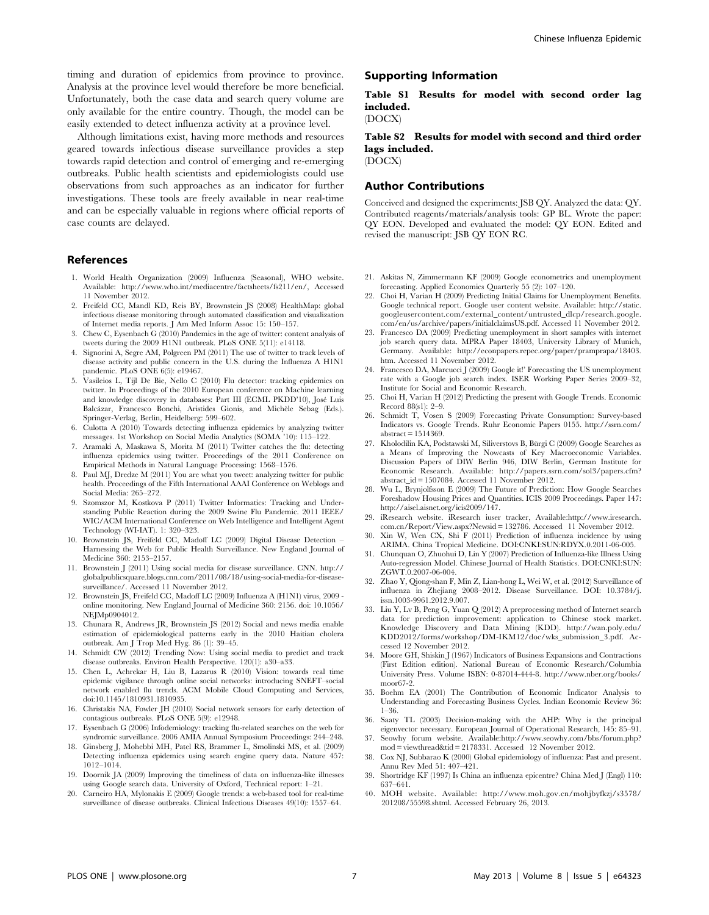timing and duration of epidemics from province to province. Analysis at the province level would therefore be more beneficial. Unfortunately, both the case data and search query volume are only available for the entire country. Though, the model can be easily extended to detect influenza activity at a province level.

Although limitations exist, having more methods and resources geared towards infectious disease surveillance provides a step towards rapid detection and control of emerging and re-emerging outbreaks. Public health scientists and epidemiologists could use observations from such approaches as an indicator for further investigations. These tools are freely available in near real-time and can be especially valuable in regions where official reports of case counts are delayed.

## Supporting Information

**Table S1 Results for model with second order lag included.**
(DOCX)

**Table S2 Results for model with second and third order lags included.**
(DOCX)

## Author Contributions

Conceived and designed the experiments: JSB QY. Analyzed the data: QY. Contributed reagents/materials/analysis tools: GP BL. Wrote the paper: QY EON. Developed and evaluated the model: QY EON. Edited and revised the manuscript: JSB QY EON RC.

## References

1. World Health Organization (2009) Influenza (Seasonal), WHO website. Available: http://www.who.int/mediacentre/factsheets/fs211/en/, Accessed 11 November 2012.
2. Freifeld CC, Mandl KD, Reis BY, Brownstein JS (2008) HealthMap: global infectious disease monitoring through automated classification and visualization of Internet media reports. J Am Med Inform Assoc 15: 150–157.
3. Chew C, Eysenbach G (2010) Pandemics in the age of twitter: content analysis of tweets during the 2009 H1N1 outbreak. PLoS ONE 5(11): e14118.
4. Signorini A, Segre AM, Polgreen PM (2011) The use of twitter to track levels of disease activity and public concern in the U.S. during the Influenza A H1N1 pandemic. PLoS ONE 6(5): e19467.
5. Vasileios L, Tijl De Bie, Nello C (2010) Flu detector: tracking epidemics on twitter. In Proceedings of the 2010 European conference on Machine learning and knowledge discovery in databases: Part III (ECML PKDD'10), José Luis Balcázar, Francesco Bonchi, Aristides Gionis, and Michèle Sebag (Eds.). Springer-Verlag, Berlin, Heidelberg: 599–602.
6. Culotta A (2010) Towards detecting influenza epidemics by analyzing twitter messages. 1st Workshop on Social Media Analytics (SOMA '10): 115–122.
7. Aramaki A, Maskawa S, Morita M (2011) Twitter catches the flu: detecting influenza epidemics using twitter. Proceedings of the 2011 Conference on Empirical Methods in Natural Language Processing: 1568–1576.
8. Paul MJ, Dredze M (2011) You are what you tweet: analyzing twitter for public health. Proceedings of the Fifth International AAAI Conference on Weblogs and Social Media: 265–272.
9. Szomszor M, Kostkova P (2011) Twitter Informatics: Tracking and Understanding Public Reaction during the 2009 Swine Flu Pandemic. 2011 IEEE/WIC/ACM International Conference on Web Intelligence and Intelligent Agent Technology (WI-IAT). 1: 320–323.
10. Brownstein JS, Freifeld CC, Madoff LC (2009) Digital Disease Detection – Harnessing the Web for Public Health Surveillance. New England Journal of Medicine 360: 2153–2157.
11. Brownstein J (2011) Using social media for disease surveillance. CNN. http://globalpublicsquare.blogs.cnn.com/2011/08/18/using-social-media-for-disease-surveillance/. Accessed 11 November 2012.
12. Brownstein JS, Freifeld CC, Madoff LC (2009) Influenza A (H1N1) virus, 2009 - online monitoring. New England Journal of Medicine 360: 2156. doi: 10.1056/NEJMp0904012.
13. Chunara R, Andrews JR, Brownstein JS (2012) Social and news media enable estimation of epidemiological patterns early in the 2010 Haitian cholera outbreak. Am J Trop Med Hyg. 86 (1): 39–45.
14. Schmidt CW (2012) Trending Now: Using social media to predict and track disease outbreaks. Environ Health Perspective. 120(1): a30–a33.
15. Chen L, Achrekar H, Liu B, Lazarus R (2010) Vision: towards real time epidemic vigilance through online social networks: introducing SNEFT–social network enabled flu trends. ACM Mobile Cloud Computing and Services, doi:10.1145/1810931.1810935.
16. Christakis NA, Fowler JH (2010) Social network sensors for early detection of contagious outbreaks. PLoS ONE 5(9): e12948.
17. Eysenbach G (2006) Infodemiology: tracking flu-related searches on the web for syndromic surveillance. 2006 AMIA Annual Symposium Proceedings: 244–248.
18. Ginsberg J, Mohebbi MH, Patel RS, Brammer L, Smolinski MS, et al. (2009) Detecting influenza epidemics using search engine query data. Nature 457: 1012–1014.
19. Doornik JA (2009) Improving the timeliness of data on influenza-like illnesses using Google search data. University of Oxford, Technical report: 1–21.
20. Carneiro HA, Mylonakis E (2009) Google trends: a web-based tool for real-time surveillance of disease outbreaks. Clinical Infectious Diseases 49(10): 1557–64.
21. Askitas N, Zimmermann KF (2009) Google econometrics and unemployment forecasting. Applied Economics Quarterly 55 (2): 107–120.
22. Choi H, Varian H (2009) Predicting Initial Claims for Unemployment Benefits. Google technical report. Google user content website. Available: http://static.googleusercontent.com/external_content/untrusted_dlcp/research.google.com/en/us/archive/papers/initialclaimsUS.pdf. Accessed 11 November 2012.
23. Francesco DA (2009) Predicting unemployment in short samples with internet job search query data. MPRA Paper 18403, University Library of Munich, Germany. Available: http://econpapers.repec.org/paper/pramprapa/18403.htm. Accessed 11 November 2012.
24. Francesco DA, Marcucci J (2009) Google it!' Forecasting the US unemployment rate with a Google job search index. ISER Working Paper Series 2009–32, Institute for Social and Economic Research.
25. Choi H, Varian H (2012) Predicting the present with Google Trends. Economic Record 88(s1): 2–9.
26. Schmidt T, Vosen S (2009) Forecasting Private Consumption: Survey-based Indicators vs. Google Trends. Ruhr Economic Papers 0155. http://ssrn.com/abstract=1514369.
27. Kholodilin KA, Podstawski M, Siliverstovs B, Bürgi C (2009) Google Searches as a Means of Improving the Nowcasts of Key Macroeconomic Variables. Discussion Papers of DIW Berlin 946, DIW Berlin, German Institute for Economic Research. Available: http://papers.ssrn.com/sol3/papers.cfm?abstract_id=1507084. Accessed 11 November 2012.
28. Wu L, Brynjolfsson E (2009) The Future of Prediction: How Google Searches Foreshadow Housing Prices and Quantities. ICIS 2009 Proceedings. Paper 147: http://aisel.aisnet.org/icis2009/147.
29. iResearch website. iResearch iuser tracker, Available:http://www.iresearch.com.cn/Report/View.aspx?Newsid=132786. Accessed 11 November 2012.
30. Xin W, Wen CX, Shi F (2011) Prediction of influenza incidence by using ARIMA. China Tropical Medicine. DOI:CNKI:SUN:RDYX.0.2011-06-005.
31. Chunquan O, Zhuohui D, Lin Y (2007) Prediction of Influenza-like Illness Using Auto-regression Model. Chinese Journal of Health Statistics. DOI:CNKI:SUN:ZGWT.0.2007-06-004.
32. Zhao Y, Qiong-shan F, Min Z, Lian-hong L, Wei W, et al. (2012) Surveillance of influenza in Zhejiang 2008–2012. Disease Surveillance. DOI: 10.3784/j.issn.1003-9961.2012.9.007.
33. Liu Y, Lv B, Peng G, Yuan Q (2012) A preprocessing method of Internet search data for prediction improvement: application to Chinese stock market. Knowledge Discovery and Data Mining (KDD). http://wan.poly.edu/KDD2012/forms/workshop/DM-IKM12/doc/wks_submission_3.pdf. Accessed 12 November 2012.
34. Moore GH, Shiskin J (1967) Indicators of Business Expansions and Contractions (First Edition edition). National Bureau of Economic Research/Columbia University Press. Volume ISBN: 0-87014-444-8. http://www.nber.org/books/moor67-2.
35. Boehm EA (2001) The Contribution of Economic Indicator Analysis to Understanding and Forecasting Business Cycles. Indian Economic Review 36: 1–36.
36. Saaty TL (2003) Decision-making with the AHP: Why is the principal eigenvector necessary. European Journal of Operational Research, 145: 85–91.
37. Seowhy forum website. Available:http://www.seowhy.com/bbs/forum.php?mod=viewthread&tid=2178331. Accessed 12 November 2012.
38. Cox NJ, Subbarao K (2000) Global epidemiology of influenza: Past and present. Annu Rev Med 51: 407–421.
39. Shortridge KF (1997) Is China an influenza epicentre? China Med J (Engl) 110: 637–641.
40. MOH website. Available: http://www.moh.gov.cn/mohjbyfkzj/s3578/201208/55598.shtml. Accessed February 26, 2013.